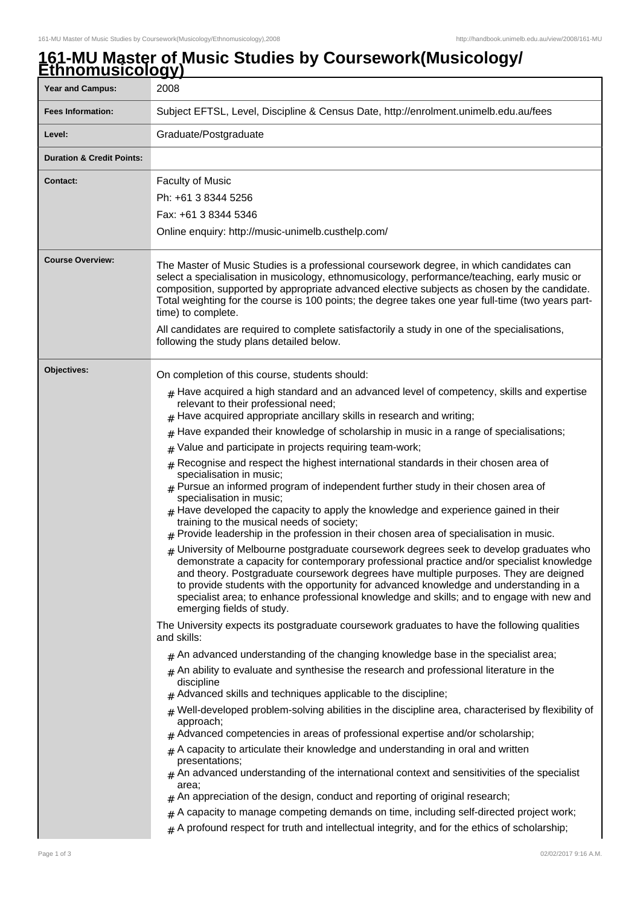# 161-MU Master of Music Studies by Coursework(Musicology/Ethnomusicology)

| | |
|---|---|
| **Year and Campus:** | 2008 |
| **Fees Information:** | Subject EFTSL, Level, Discipline & Census Date, http://enrolment.unimelb.edu.au/fees |
| **Level:** | Graduate/Postgraduate |
| **Duration & Credit Points:** | |
| **Contact:** | Faculty of Music<br>Ph: +61 3 8344 5256<br>Fax: +61 3 8344 5346<br>Online enquiry: http://music-unimelb.custhelp.com/ |
| **Course Overview:** | The Master of Music Studies is a professional coursework degree, in which candidates can select a specialisation in musicology, ethnomusicology, performance/teaching, early music or composition, supported by appropriate advanced elective subjects as chosen by the candidate. Total weighting for the course is 100 points; the degree takes one year full-time (two years part-time) to complete.<br><br>All candidates are required to complete satisfactorily a study in one of the specialisations, following the study plans detailed below. |
| **Objectives:** | On completion of this course, students should:<br># Have acquired a high standard and an advanced level of competency, skills and expertise relevant to their professional need;<br># Have acquired appropriate ancillary skills in research and writing;<br># Have expanded their knowledge of scholarship in music in a range of specialisations;<br># Value and participate in projects requiring team-work;<br># Recognise and respect the highest international standards in their chosen area of specialisation in music;<br># Pursue an informed program of independent further study in their chosen area of specialisation in music;<br># Have developed the capacity to apply the knowledge and experience gained in their training to the musical needs of society;<br># Provide leadership in the profession in their chosen area of specialisation in music.<br># University of Melbourne postgraduate coursework degrees seek to develop graduates who demonstrate a capacity for contemporary professional practice and/or specialist knowledge and theory. Postgraduate coursework degrees have multiple purposes. They are deigned to provide students with the opportunity for advanced knowledge and understanding in a specialist area; to enhance professional knowledge and skills; and to engage with new and emerging fields of study.<br><br>The University expects its postgraduate coursework graduates to have the following qualities and skills:<br># An advanced understanding of the changing knowledge base in the specialist area;<br># An ability to evaluate and synthesise the research and professional literature in the discipline<br># Advanced skills and techniques applicable to the discipline;<br># Well-developed problem-solving abilities in the discipline area, characterised by flexibility of approach;<br># Advanced competencies in areas of professional expertise and/or scholarship;<br># A capacity to articulate their knowledge and understanding in oral and written presentations;<br># An advanced understanding of the international context and sensitivities of the specialist area;<br># An appreciation of the design, conduct and reporting of original research;<br># A capacity to manage competing demands on time, including self-directed project work;<br># A profound respect for truth and intellectual integrity, and for the ethics of scholarship; |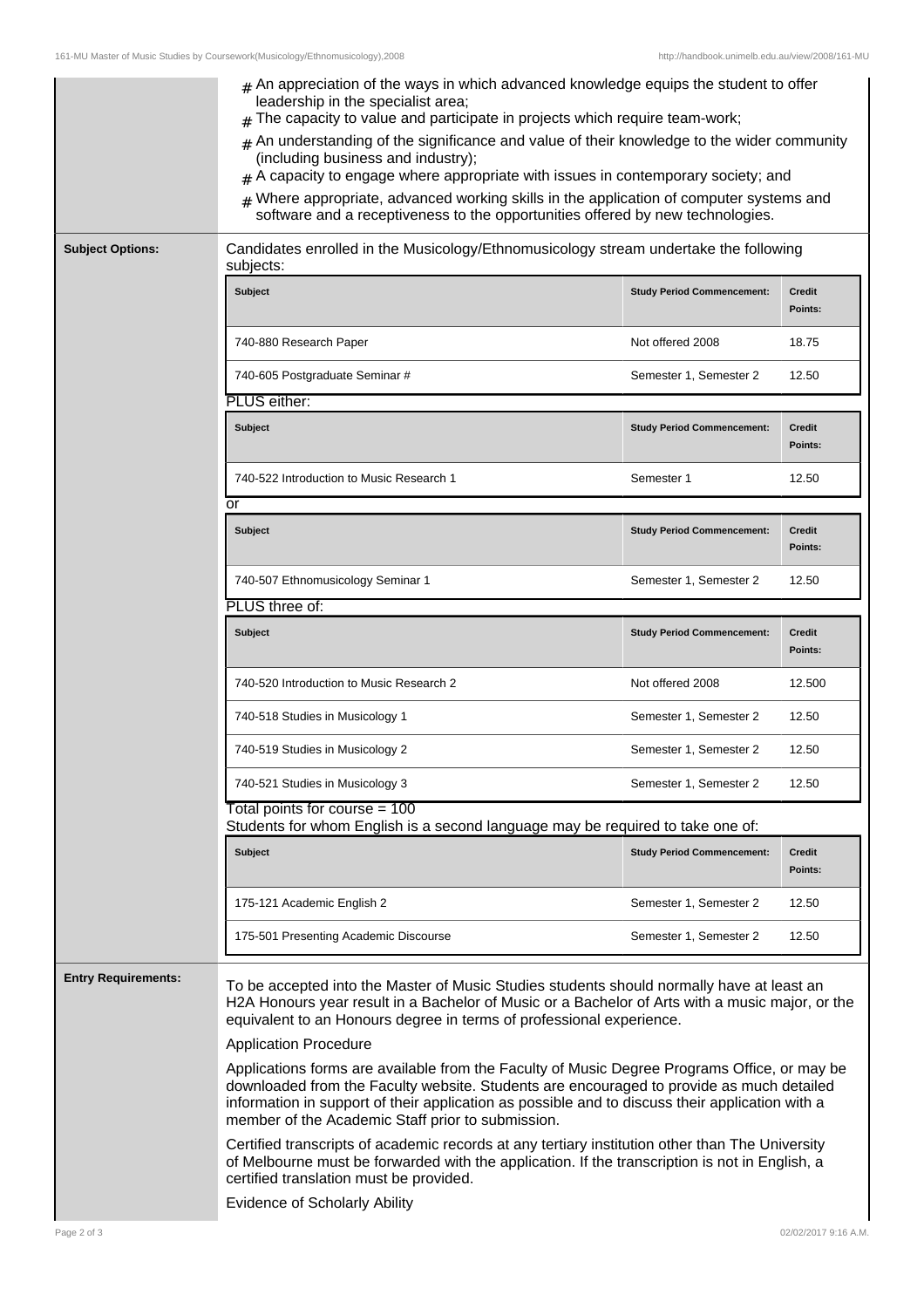- An appreciation of the ways in which advanced knowledge equips the student to offer leadership in the specialist area;
- The capacity to value and participate in projects which require team-work;
- An understanding of the significance and value of their knowledge to the wider community (including business and industry);
- A capacity to engage where appropriate with issues in contemporary society; and
- Where appropriate, advanced working skills in the application of computer systems and software and a receptiveness to the opportunities offered by new technologies.

## Subject Options:

Candidates enrolled in the Musicology/Ethnomusicology stream undertake the following subjects:

| Subject | Study Period Commencement: | Credit Points: |
|---|---|---|
| 740-880 Research Paper | Not offered 2008 | 18.75 |
| 740-605 Postgraduate Seminar # | Semester 1, Semester 2 | 12.50 |

PLUS either:

| Subject | Study Period Commencement: | Credit Points: |
|---|---|---|
| 740-522 Introduction to Music Research 1 | Semester 1 | 12.50 |

or

| Subject | Study Period Commencement: | Credit Points: |
|---|---|---|
| 740-507 Ethnomusicology Seminar 1 | Semester 1, Semester 2 | 12.50 |

PLUS three of:

| Subject | Study Period Commencement: | Credit Points: |
|---|---|---|
| 740-520 Introduction to Music Research 2 | Not offered 2008 | 12.500 |
| 740-518 Studies in Musicology 1 | Semester 1, Semester 2 | 12.50 |
| 740-519 Studies in Musicology 2 | Semester 1, Semester 2 | 12.50 |
| 740-521 Studies in Musicology 3 | Semester 1, Semester 2 | 12.50 |

Total points for course = 100

Students for whom English is a second language may be required to take one of:

| Subject | Study Period Commencement: | Credit Points: |
|---|---|---|
| 175-121 Academic English 2 | Semester 1, Semester 2 | 12.50 |
| 175-501 Presenting Academic Discourse | Semester 1, Semester 2 | 12.50 |

## Entry Requirements:

To be accepted into the Master of Music Studies students should normally have at least an H2A Honours year result in a Bachelor of Music or a Bachelor of Arts with a music major, or the equivalent to an Honours degree in terms of professional experience.

Application Procedure

Applications forms are available from the Faculty of Music Degree Programs Office, or may be downloaded from the Faculty website. Students are encouraged to provide as much detailed information in support of their application as possible and to discuss their application with a member of the Academic Staff prior to submission.

Certified transcripts of academic records at any tertiary institution other than The University of Melbourne must be forwarded with the application. If the transcription is not in English, a certified translation must be provided.

Evidence of Scholarly Ability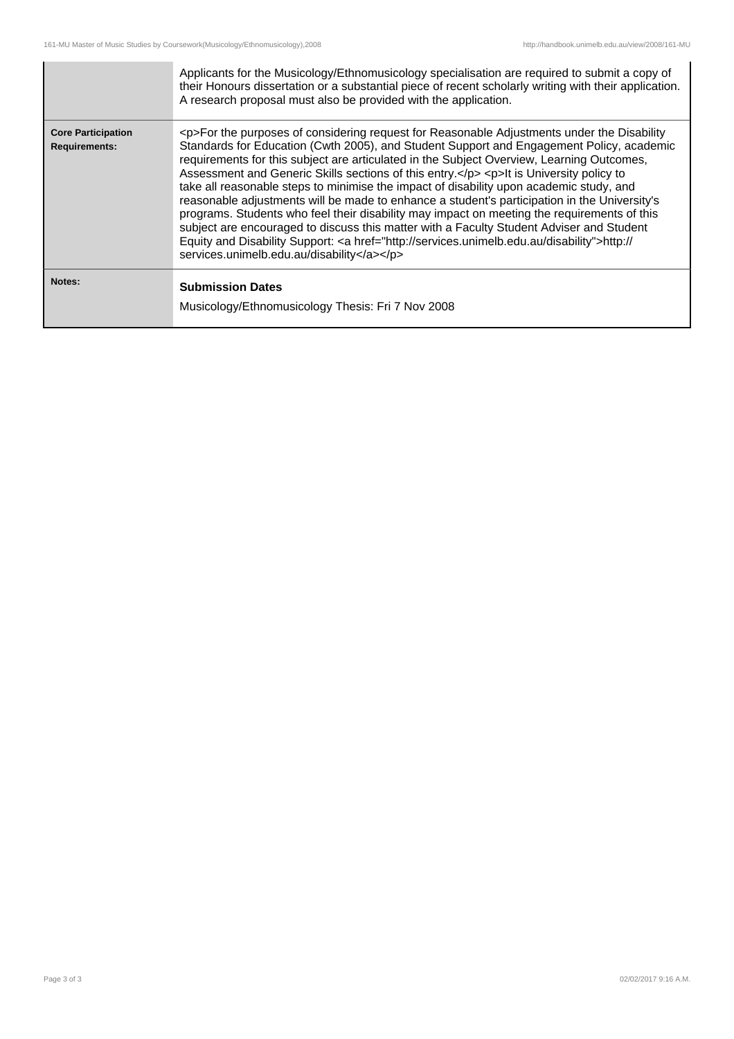| | |
|---|---|
| | Applicants for the Musicology/Ethnomusicology specialisation are required to submit a copy of their Honours dissertation or a substantial piece of recent scholarly writing with their application. A research proposal must also be provided with the application. |
| **Core Participation Requirements:** | <p>For the purposes of considering request for Reasonable Adjustments under the Disability Standards for Education (Cwth 2005), and Student Support and Engagement Policy, academic requirements for this subject are articulated in the Subject Overview, Learning Outcomes, Assessment and Generic Skills sections of this entry.</p> <p>It is University policy to take all reasonable steps to minimise the impact of disability upon academic study, and reasonable adjustments will be made to enhance a student's participation in the University's programs. Students who feel their disability may impact on meeting the requirements of this subject are encouraged to discuss this matter with a Faculty Student Adviser and Student Equity and Disability Support: <a href="http://services.unimelb.edu.au/disability">http://services.unimelb.edu.au/disability</a></p> |
| **Notes:** | **Submission Dates**<br>Musicology/Ethnomusicology Thesis: Fri 7 Nov 2008 |